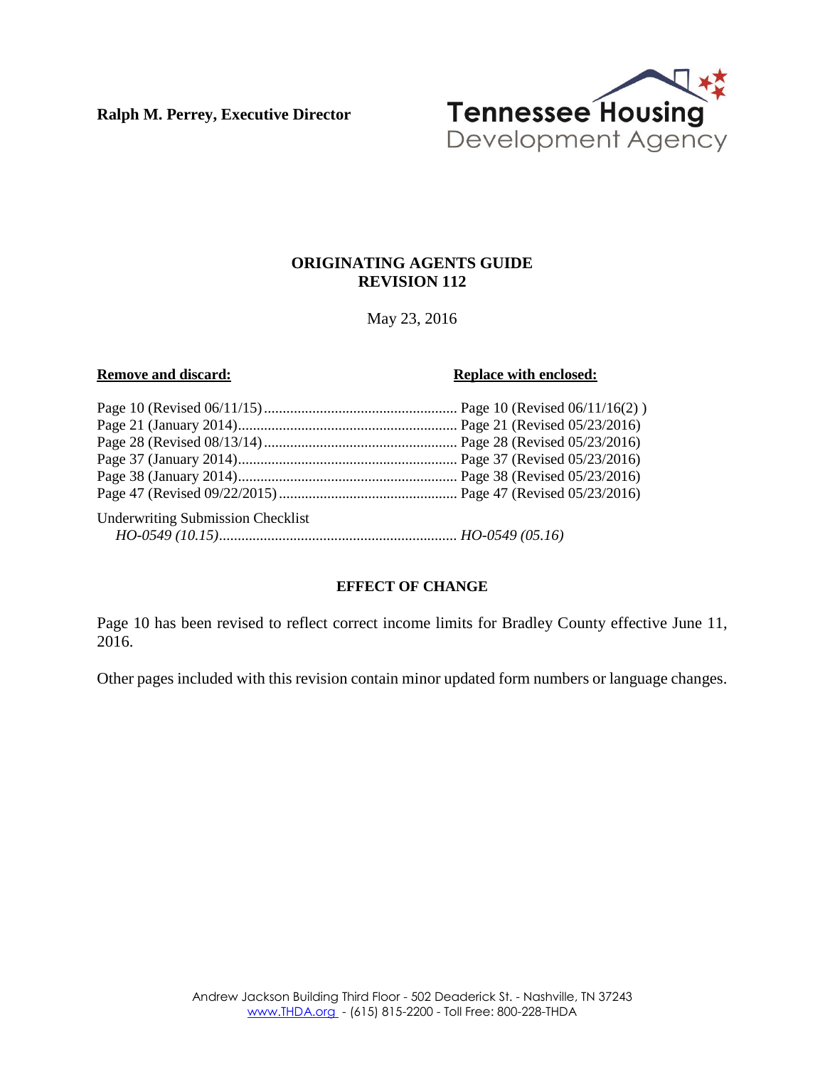**Ralph M. Perrey, Executive Director**

Tennessee Housing Development Agency

## ORIGINATING AGENTS GUIDE
## REVISION 112

May 23, 2016

| **Remove and discard:** | **Replace with enclosed:** |
|---|---|
| Page 10 (Revised 06/11/15) | Page 10 (Revised 06/11/16(2) ) |
| Page 21 (January 2014) | Page 21 (Revised 05/23/2016) |
| Page 28 (Revised 08/13/14) | Page 28 (Revised 05/23/2016) |
| Page 37 (January 2014) | Page 37 (Revised 05/23/2016) |
| Page 38 (January 2014) | Page 38 (Revised 05/23/2016) |
| Page 47 (Revised 09/22/2015) | Page 47 (Revised 05/23/2016) |
| Underwriting Submission Checklist *HO-0549 (10.15)* | *HO-0549 (05.16)* |

### EFFECT OF CHANGE

Page 10 has been revised to reflect correct income limits for Bradley County effective June 11, 2016.

Other pages included with this revision contain minor updated form numbers or language changes.

Andrew Jackson Building Third Floor - 502 Deaderick St. - Nashville, TN 37243
www.THDA.org - (615) 815-2200 - Toll Free: 800-228-THDA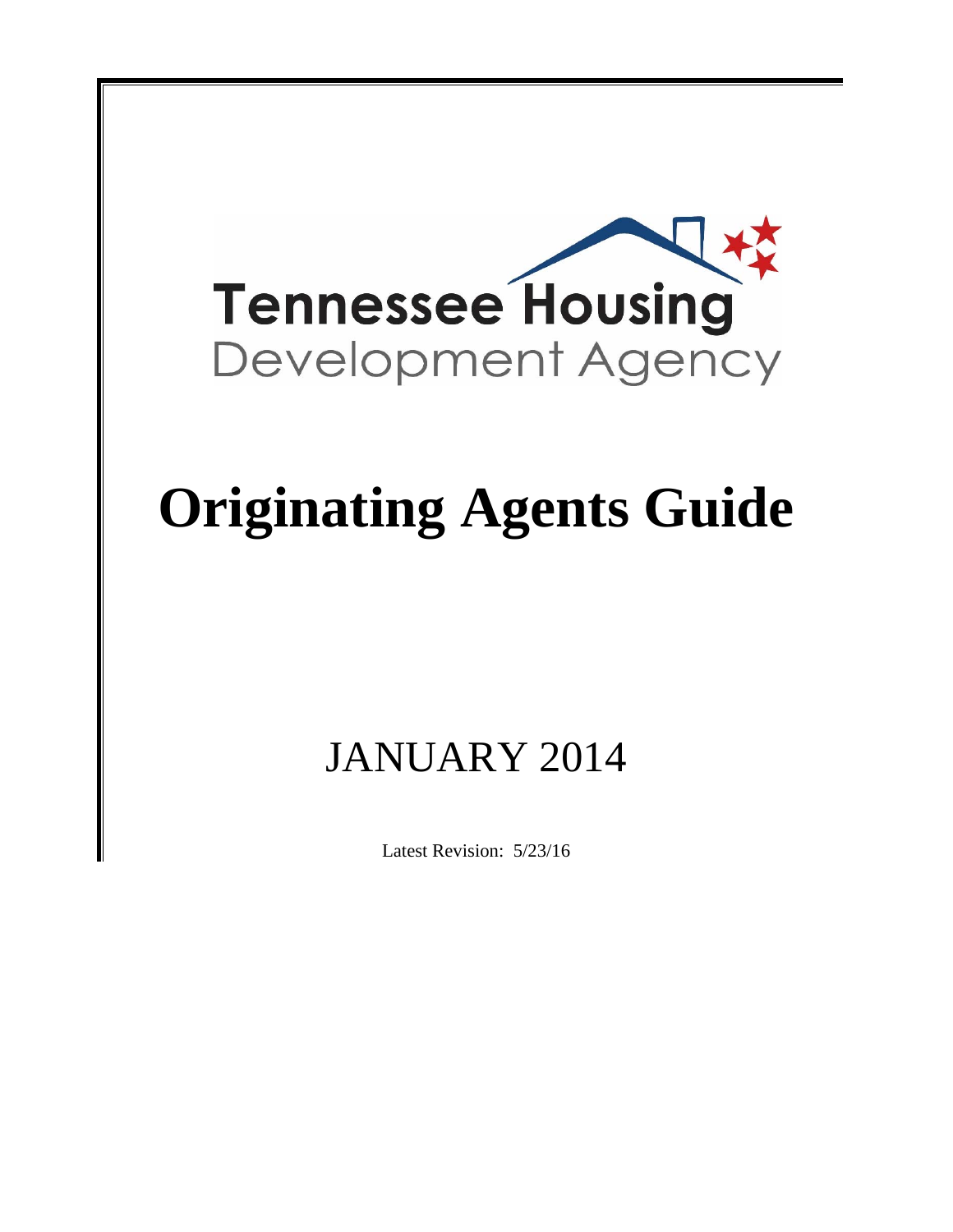Tennessee Housing
Development Agency

# Originating Agents Guide

## JANUARY 2014

Latest Revision: 5/23/16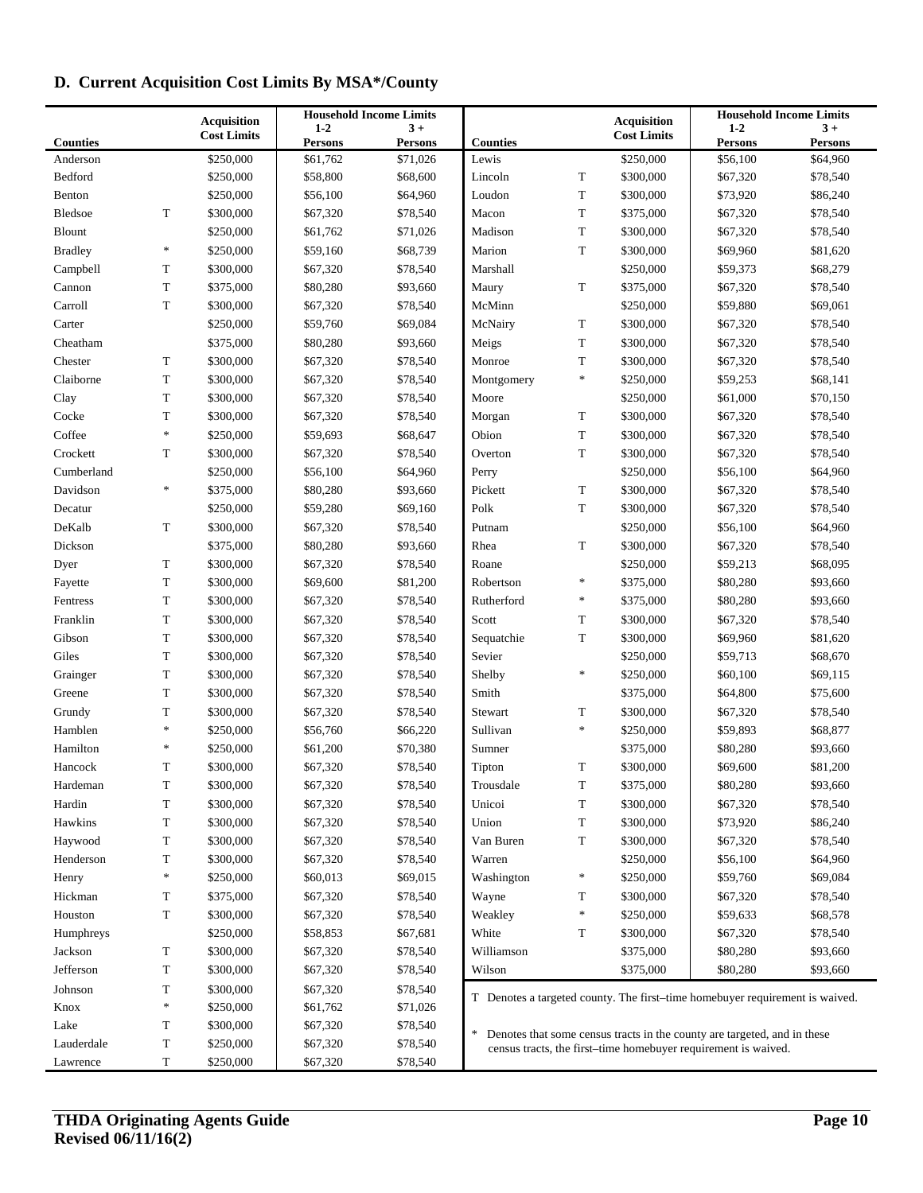## D. Current Acquisition Cost Limits By MSA*/County

| Counties | | Acquisition Cost Limits | Household Income Limits 1-2 Persons | 3 + Persons |
|---|---|---|---|---|
| Anderson | | $250,000 | $61,762 | $71,026 |
| Bedford | | $250,000 | $58,800 | $68,600 |
| Benton | | $250,000 | $56,100 | $64,960 |
| Bledsoe | T | $300,000 | $67,320 | $78,540 |
| Blount | | $250,000 | $61,762 | $71,026 |
| Bradley | * | $250,000 | $59,160 | $68,739 |
| Campbell | T | $300,000 | $67,320 | $78,540 |
| Cannon | T | $375,000 | $80,280 | $93,660 |
| Carroll | T | $300,000 | $67,320 | $78,540 |
| Carter | | $250,000 | $59,760 | $69,084 |
| Cheatham | | $375,000 | $80,280 | $93,660 |
| Chester | T | $300,000 | $67,320 | $78,540 |
| Claiborne | T | $300,000 | $67,320 | $78,540 |
| Clay | T | $300,000 | $67,320 | $78,540 |
| Cocke | T | $300,000 | $67,320 | $78,540 |
| Coffee | * | $250,000 | $59,693 | $68,647 |
| Crockett | T | $300,000 | $67,320 | $78,540 |
| Cumberland | | $250,000 | $56,100 | $64,960 |
| Davidson | * | $375,000 | $80,280 | $93,660 |
| Decatur | | $250,000 | $59,280 | $69,160 |
| DeKalb | T | $300,000 | $67,320 | $78,540 |
| Dickson | | $375,000 | $80,280 | $93,660 |
| Dyer | T | $300,000 | $67,320 | $78,540 |
| Fayette | T | $300,000 | $69,600 | $81,200 |
| Fentress | T | $300,000 | $67,320 | $78,540 |
| Franklin | T | $300,000 | $67,320 | $78,540 |
| Gibson | T | $300,000 | $67,320 | $78,540 |
| Giles | T | $300,000 | $67,320 | $78,540 |
| Grainger | T | $300,000 | $67,320 | $78,540 |
| Greene | T | $300,000 | $67,320 | $78,540 |
| Grundy | T | $300,000 | $67,320 | $78,540 |
| Hamblen | * | $250,000 | $56,760 | $66,220 |
| Hamilton | * | $250,000 | $61,200 | $70,380 |
| Hancock | T | $300,000 | $67,320 | $78,540 |
| Hardeman | T | $300,000 | $67,320 | $78,540 |
| Hardin | T | $300,000 | $67,320 | $78,540 |
| Hawkins | T | $300,000 | $67,320 | $78,540 |
| Haywood | T | $300,000 | $67,320 | $78,540 |
| Henderson | T | $300,000 | $67,320 | $78,540 |
| Henry | * | $250,000 | $60,013 | $69,015 |
| Hickman | T | $375,000 | $67,320 | $78,540 |
| Houston | T | $300,000 | $67,320 | $78,540 |
| Humphreys | | $250,000 | $58,853 | $67,681 |
| Jackson | T | $300,000 | $67,320 | $78,540 |
| Jefferson | T | $300,000 | $67,320 | $78,540 |
| Johnson | T | $300,000 | $67,320 | $78,540 |
| Knox | * | $250,000 | $61,762 | $71,026 |
| Lake | T | $300,000 | $67,320 | $78,540 |
| Lauderdale | T | $250,000 | $67,320 | $78,540 |
| Lawrence | T | $250,000 | $67,320 | $78,540 |
| Lewis | | $250,000 | $56,100 | $64,960 |
| Lincoln | T | $300,000 | $67,320 | $78,540 |
| Loudon | T | $300,000 | $73,920 | $86,240 |
| Macon | T | $375,000 | $67,320 | $78,540 |
| Madison | T | $300,000 | $67,320 | $78,540 |
| Marion | T | $300,000 | $69,960 | $81,620 |
| Marshall | | $250,000 | $59,373 | $68,279 |
| Maury | T | $375,000 | $67,320 | $78,540 |
| McMinn | | $250,000 | $59,880 | $69,061 |
| McNairy | T | $300,000 | $67,320 | $78,540 |
| Meigs | T | $300,000 | $67,320 | $78,540 |
| Monroe | T | $300,000 | $67,320 | $78,540 |
| Montgomery | * | $250,000 | $59,253 | $68,141 |
| Moore | | $250,000 | $61,000 | $70,150 |
| Morgan | T | $300,000 | $67,320 | $78,540 |
| Obion | T | $300,000 | $67,320 | $78,540 |
| Overton | T | $300,000 | $67,320 | $78,540 |
| Perry | | $250,000 | $56,100 | $64,960 |
| Pickett | T | $300,000 | $67,320 | $78,540 |
| Polk | T | $300,000 | $67,320 | $78,540 |
| Putnam | | $250,000 | $56,100 | $64,960 |
| Rhea | T | $300,000 | $67,320 | $78,540 |
| Roane | | $250,000 | $59,213 | $68,095 |
| Robertson | * | $375,000 | $80,280 | $93,660 |
| Rutherford | * | $375,000 | $80,280 | $93,660 |
| Scott | T | $300,000 | $67,320 | $78,540 |
| Sequatchie | T | $300,000 | $69,960 | $81,620 |
| Sevier | | $250,000 | $59,713 | $68,670 |
| Shelby | * | $250,000 | $60,100 | $69,115 |
| Smith | | $375,000 | $64,800 | $75,600 |
| Stewart | T | $300,000 | $67,320 | $78,540 |
| Sullivan | * | $250,000 | $59,893 | $68,877 |
| Sumner | | $375,000 | $80,280 | $93,660 |
| Tipton | T | $300,000 | $69,600 | $81,200 |
| Trousdale | T | $375,000 | $80,280 | $93,660 |
| Unicoi | T | $300,000 | $67,320 | $78,540 |
| Union | T | $300,000 | $73,920 | $86,240 |
| Van Buren | T | $300,000 | $67,320 | $78,540 |
| Warren | | $250,000 | $56,100 | $64,960 |
| Washington | * | $250,000 | $59,760 | $69,084 |
| Wayne | T | $300,000 | $67,320 | $78,540 |
| Weakley | * | $250,000 | $59,633 | $68,578 |
| White | T | $300,000 | $67,320 | $78,540 |
| Williamson | | $375,000 | $80,280 | $93,660 |
| Wilson | | $375,000 | $80,280 | $93,660 |

T Denotes a targeted county. The first–time homebuyer requirement is waived.

* Denotes that some census tracts in the county are targeted, and in these census tracts, the first–time homebuyer requirement is waived.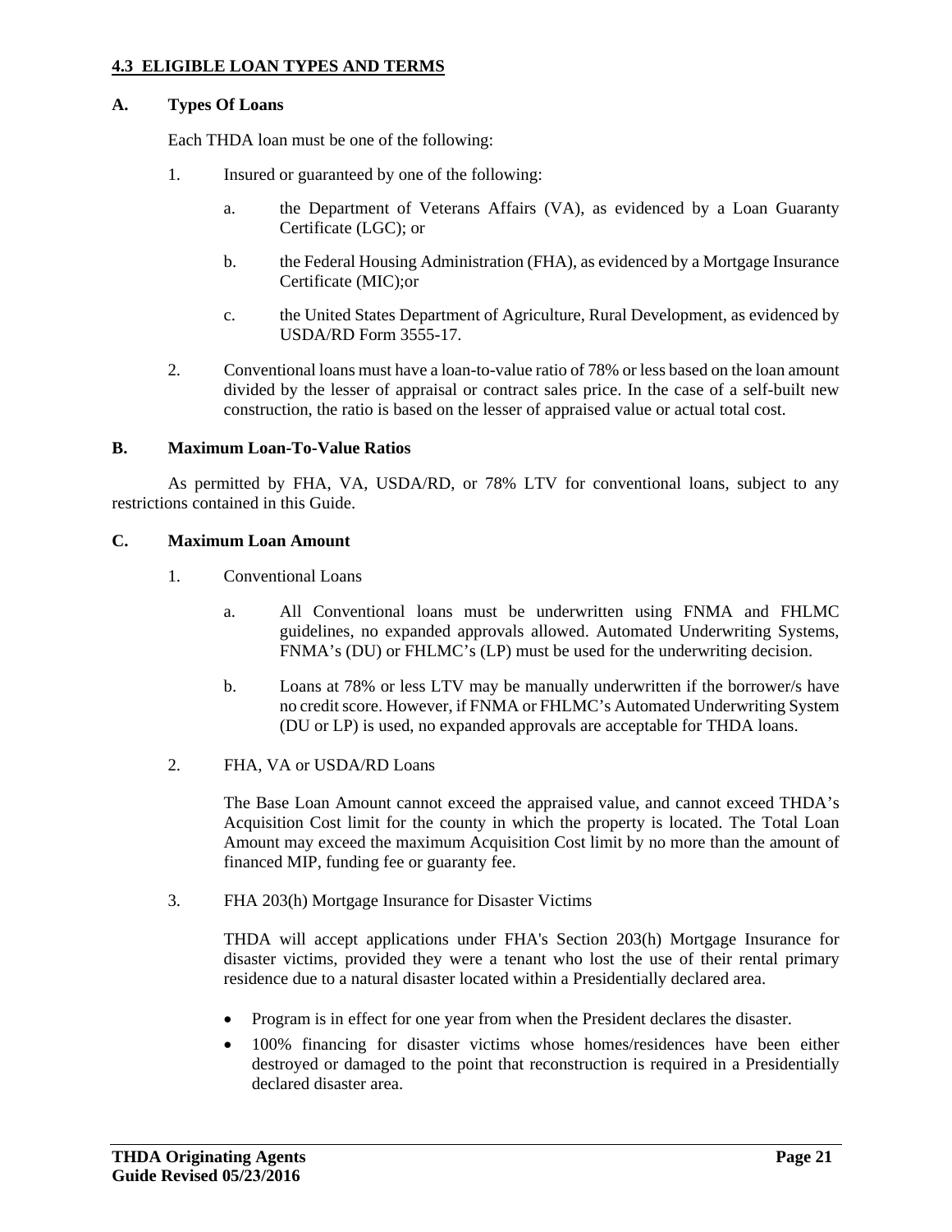## 4.3 ELIGIBLE LOAN TYPES AND TERMS

### A. Types Of Loans

Each THDA loan must be one of the following:

1. Insured or guaranteed by one of the following:

   a. the Department of Veterans Affairs (VA), as evidenced by a Loan Guaranty Certificate (LGC); or

   b. the Federal Housing Administration (FHA), as evidenced by a Mortgage Insurance Certificate (MIC);or

   c. the United States Department of Agriculture, Rural Development, as evidenced by USDA/RD Form 3555-17.

2. Conventional loans must have a loan-to-value ratio of 78% or less based on the loan amount divided by the lesser of appraisal or contract sales price. In the case of a self-built new construction, the ratio is based on the lesser of appraised value or actual total cost.

### B. Maximum Loan-To-Value Ratios

As permitted by FHA, VA, USDA/RD, or 78% LTV for conventional loans, subject to any restrictions contained in this Guide.

### C. Maximum Loan Amount

1. Conventional Loans

   a. All Conventional loans must be underwritten using FNMA and FHLMC guidelines, no expanded approvals allowed. Automated Underwriting Systems, FNMA's (DU) or FHLMC's (LP) must be used for the underwriting decision.

   b. Loans at 78% or less LTV may be manually underwritten if the borrower/s have no credit score. However, if FNMA or FHLMC's Automated Underwriting System (DU or LP) is used, no expanded approvals are acceptable for THDA loans.

2. FHA, VA or USDA/RD Loans

   The Base Loan Amount cannot exceed the appraised value, and cannot exceed THDA's Acquisition Cost limit for the county in which the property is located. The Total Loan Amount may exceed the maximum Acquisition Cost limit by no more than the amount of financed MIP, funding fee or guaranty fee.

3. FHA 203(h) Mortgage Insurance for Disaster Victims

   THDA will accept applications under FHA's Section 203(h) Mortgage Insurance for disaster victims, provided they were a tenant who lost the use of their rental primary residence due to a natural disaster located within a Presidentially declared area.

   - Program is in effect for one year from when the President declares the disaster.
   - 100% financing for disaster victims whose homes/residences have been either destroyed or damaged to the point that reconstruction is required in a Presidentially declared disaster area.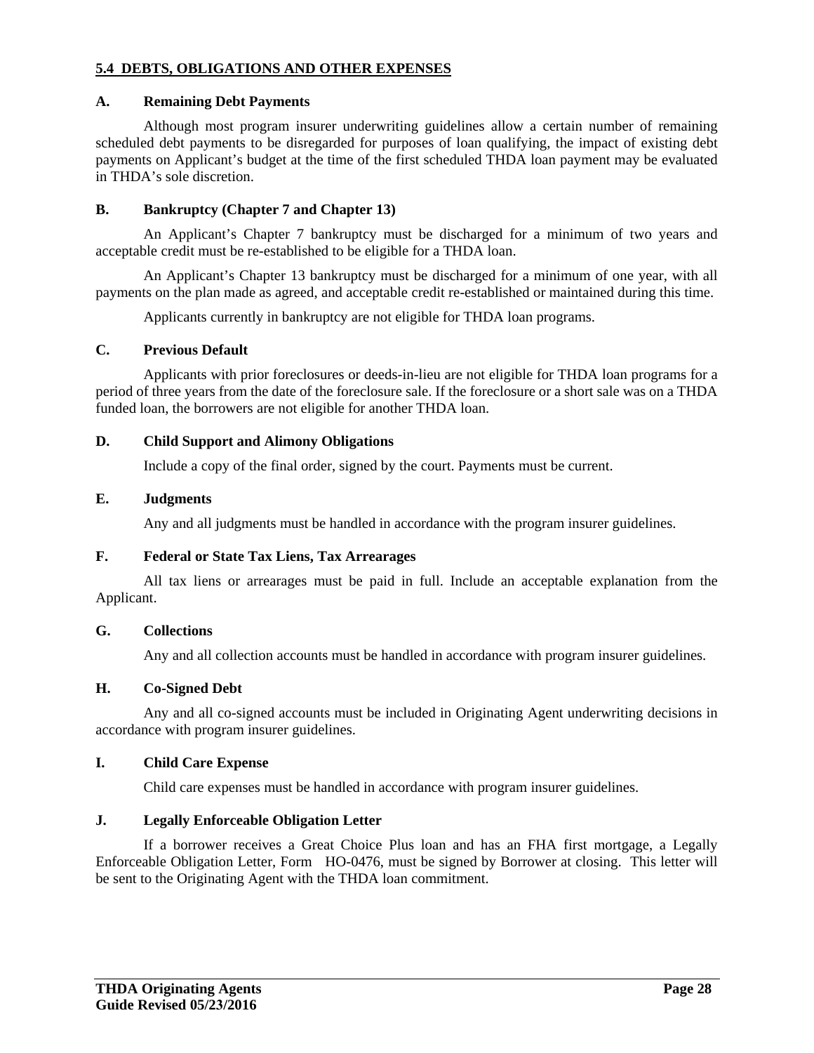## 5.4 DEBTS, OBLIGATIONS AND OTHER EXPENSES

### A. Remaining Debt Payments

Although most program insurer underwriting guidelines allow a certain number of remaining scheduled debt payments to be disregarded for purposes of loan qualifying, the impact of existing debt payments on Applicant's budget at the time of the first scheduled THDA loan payment may be evaluated in THDA's sole discretion.

### B. Bankruptcy (Chapter 7 and Chapter 13)

An Applicant's Chapter 7 bankruptcy must be discharged for a minimum of two years and acceptable credit must be re-established to be eligible for a THDA loan.

An Applicant's Chapter 13 bankruptcy must be discharged for a minimum of one year, with all payments on the plan made as agreed, and acceptable credit re-established or maintained during this time.

Applicants currently in bankruptcy are not eligible for THDA loan programs.

### C. Previous Default

Applicants with prior foreclosures or deeds-in-lieu are not eligible for THDA loan programs for a period of three years from the date of the foreclosure sale. If the foreclosure or a short sale was on a THDA funded loan, the borrowers are not eligible for another THDA loan.

### D. Child Support and Alimony Obligations

Include a copy of the final order, signed by the court. Payments must be current.

### E. Judgments

Any and all judgments must be handled in accordance with the program insurer guidelines.

### F. Federal or State Tax Liens, Tax Arrearages

All tax liens or arrearages must be paid in full. Include an acceptable explanation from the Applicant.

### G. Collections

Any and all collection accounts must be handled in accordance with program insurer guidelines.

### H. Co-Signed Debt

Any and all co-signed accounts must be included in Originating Agent underwriting decisions in accordance with program insurer guidelines.

### I. Child Care Expense

Child care expenses must be handled in accordance with program insurer guidelines.

### J. Legally Enforceable Obligation Letter

If a borrower receives a Great Choice Plus loan and has an FHA first mortgage, a Legally Enforceable Obligation Letter, Form HO-0476, must be signed by Borrower at closing. This letter will be sent to the Originating Agent with the THDA loan commitment.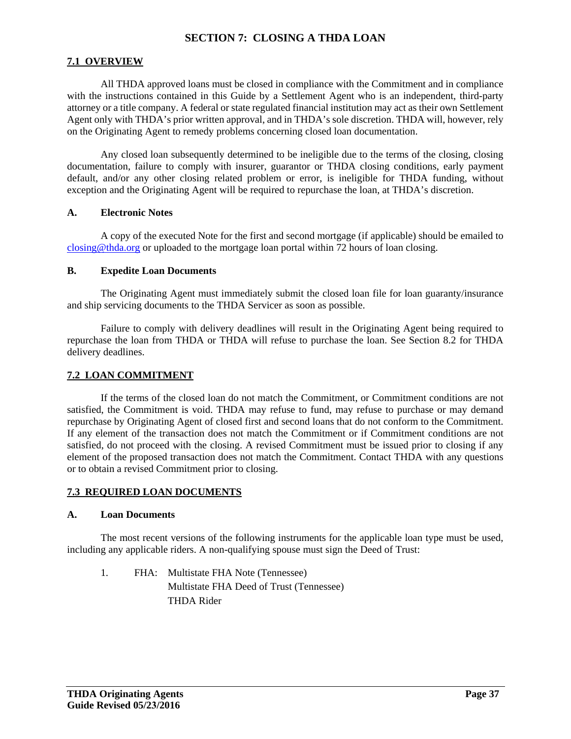# SECTION 7: CLOSING A THDA LOAN

## 7.1 OVERVIEW

All THDA approved loans must be closed in compliance with the Commitment and in compliance with the instructions contained in this Guide by a Settlement Agent who is an independent, third-party attorney or a title company. A federal or state regulated financial institution may act as their own Settlement Agent only with THDA's prior written approval, and in THDA's sole discretion. THDA will, however, rely on the Originating Agent to remedy problems concerning closed loan documentation.

Any closed loan subsequently determined to be ineligible due to the terms of the closing, closing documentation, failure to comply with insurer, guarantor or THDA closing conditions, early payment default, and/or any other closing related problem or error, is ineligible for THDA funding, without exception and the Originating Agent will be required to repurchase the loan, at THDA's discretion.

### A. Electronic Notes

A copy of the executed Note for the first and second mortgage (if applicable) should be emailed to closing@thda.org or uploaded to the mortgage loan portal within 72 hours of loan closing.

### B. Expedite Loan Documents

The Originating Agent must immediately submit the closed loan file for loan guaranty/insurance and ship servicing documents to the THDA Servicer as soon as possible.

Failure to comply with delivery deadlines will result in the Originating Agent being required to repurchase the loan from THDA or THDA will refuse to purchase the loan. See Section 8.2 for THDA delivery deadlines.

## 7.2 LOAN COMMITMENT

If the terms of the closed loan do not match the Commitment, or Commitment conditions are not satisfied, the Commitment is void. THDA may refuse to fund, may refuse to purchase or may demand repurchase by Originating Agent of closed first and second loans that do not conform to the Commitment. If any element of the transaction does not match the Commitment or if Commitment conditions are not satisfied, do not proceed with the closing. A revised Commitment must be issued prior to closing if any element of the proposed transaction does not match the Commitment. Contact THDA with any questions or to obtain a revised Commitment prior to closing.

## 7.3 REQUIRED LOAN DOCUMENTS

### A. Loan Documents

The most recent versions of the following instruments for the applicable loan type must be used, including any applicable riders. A non-qualifying spouse must sign the Deed of Trust:

1. FHA: Multistate FHA Note (Tennessee)
   Multistate FHA Deed of Trust (Tennessee)
   THDA Rider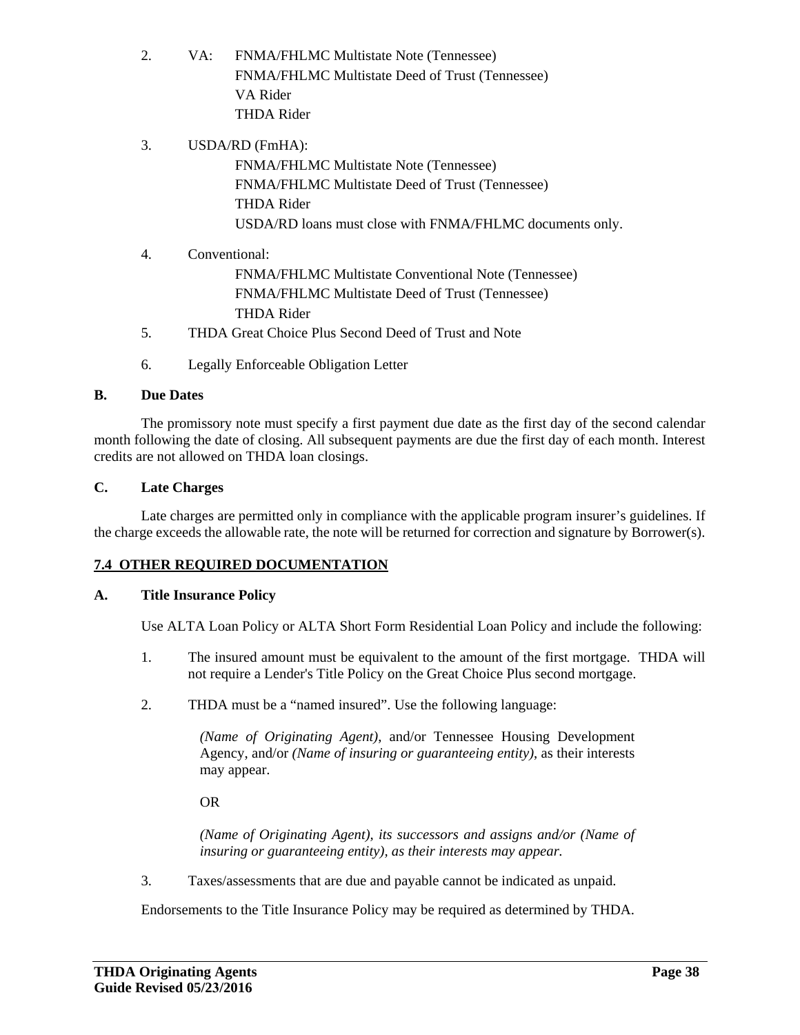2. VA: FNMA/FHLMC Multistate Note (Tennessee)
   FNMA/FHLMC Multistate Deed of Trust (Tennessee)
   VA Rider
   THDA Rider

3. USDA/RD (FmHA):
   FNMA/FHLMC Multistate Note (Tennessee)
   FNMA/FHLMC Multistate Deed of Trust (Tennessee)
   THDA Rider
   USDA/RD loans must close with FNMA/FHLMC documents only.

4. Conventional:
   FNMA/FHLMC Multistate Conventional Note (Tennessee)
   FNMA/FHLMC Multistate Deed of Trust (Tennessee)
   THDA Rider

5. THDA Great Choice Plus Second Deed of Trust and Note

6. Legally Enforceable Obligation Letter

**B. Due Dates**

The promissory note must specify a first payment due date as the first day of the second calendar month following the date of closing. All subsequent payments are due the first day of each month. Interest credits are not allowed on THDA loan closings.

**C. Late Charges**

Late charges are permitted only in compliance with the applicable program insurer's guidelines. If the charge exceeds the allowable rate, the note will be returned for correction and signature by Borrower(s).

## 7.4 OTHER REQUIRED DOCUMENTATION

**A. Title Insurance Policy**

Use ALTA Loan Policy or ALTA Short Form Residential Loan Policy and include the following:

1. The insured amount must be equivalent to the amount of the first mortgage. THDA will not require a Lender's Title Policy on the Great Choice Plus second mortgage.

2. THDA must be a "named insured". Use the following language:

   *(Name of Originating Agent)*, and/or Tennessee Housing Development Agency, and/or *(Name of insuring or guaranteeing entity)*, as their interests may appear.

   OR

   *(Name of Originating Agent), its successors and assigns and/or (Name of insuring or guaranteeing entity), as their interests may appear.*

3. Taxes/assessments that are due and payable cannot be indicated as unpaid.

Endorsements to the Title Insurance Policy may be required as determined by THDA.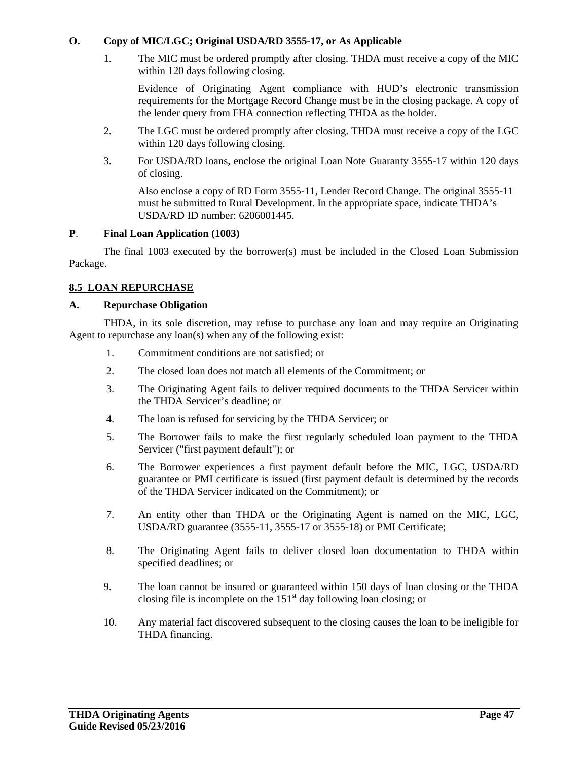**O. Copy of MIC/LGC; Original USDA/RD 3555-17, or As Applicable**

1. The MIC must be ordered promptly after closing. THDA must receive a copy of the MIC within 120 days following closing.

   Evidence of Originating Agent compliance with HUD's electronic transmission requirements for the Mortgage Record Change must be in the closing package. A copy of the lender query from FHA connection reflecting THDA as the holder.

2. The LGC must be ordered promptly after closing. THDA must receive a copy of the LGC within 120 days following closing.

3. For USDA/RD loans, enclose the original Loan Note Guaranty 3555-17 within 120 days of closing.

   Also enclose a copy of RD Form 3555-11, Lender Record Change. The original 3555-11 must be submitted to Rural Development. In the appropriate space, indicate THDA's USDA/RD ID number: 6206001445.

**P. Final Loan Application (1003)**

The final 1003 executed by the borrower(s) must be included in the Closed Loan Submission Package.

## 8.5 LOAN REPURCHASE

**A. Repurchase Obligation**

THDA, in its sole discretion, may refuse to purchase any loan and may require an Originating Agent to repurchase any loan(s) when any of the following exist:

1. Commitment conditions are not satisfied; or
2. The closed loan does not match all elements of the Commitment; or
3. The Originating Agent fails to deliver required documents to the THDA Servicer within the THDA Servicer's deadline; or
4. The loan is refused for servicing by the THDA Servicer; or
5. The Borrower fails to make the first regularly scheduled loan payment to the THDA Servicer ("first payment default"); or
6. The Borrower experiences a first payment default before the MIC, LGC, USDA/RD guarantee or PMI certificate is issued (first payment default is determined by the records of the THDA Servicer indicated on the Commitment); or
7. An entity other than THDA or the Originating Agent is named on the MIC, LGC, USDA/RD guarantee (3555-11, 3555-17 or 3555-18) or PMI Certificate;
8. The Originating Agent fails to deliver closed loan documentation to THDA within specified deadlines; or
9. The loan cannot be insured or guaranteed within 150 days of loan closing or the THDA closing file is incomplete on the 151st day following loan closing; or
10. Any material fact discovered subsequent to the closing causes the loan to be ineligible for THDA financing.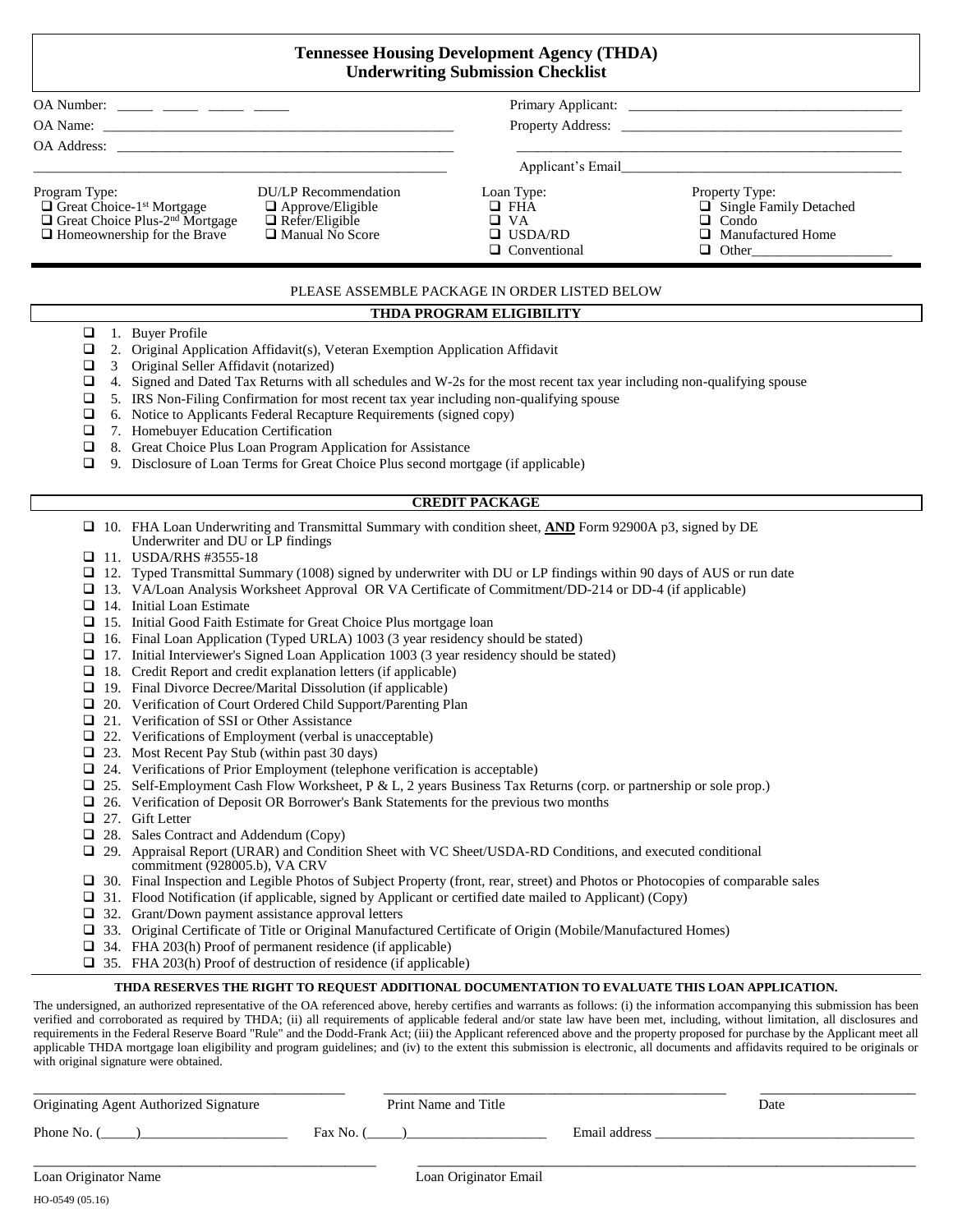# Tennessee Housing Development Agency (THDA)
## Underwriting Submission Checklist

OA Number: _____ _____ _____ _____

OA Name: ___________________________________________________

OA Address: ___________________________________________________

___________________________________________________

Primary Applicant: _______________________________________

Property Address: _______________________________________

___________________________________________________

Applicant's Email_______________________________________

Program Type:
- ❑ Great Choice-1st Mortgage
- ❑ Great Choice Plus-2nd Mortgage
- ❑ Homeownership for the Brave

DU/LP Recommendation
- ❑ Approve/Eligible
- ❑ Refer/Eligible
- ❑ Manual No Score

Loan Type:
- ❑ FHA
- ❑ VA
- ❑ USDA/RD
- ❑ Conventional

Property Type:
- ❑ Single Family Detached
- ❑ Condo
- ❑ Manufactured Home
- ❑ Other___________________

PLEASE ASSEMBLE PACKAGE IN ORDER LISTED BELOW

### THDA PROGRAM ELIGIBILITY

- ❑ 1. Buyer Profile
- ❑ 2. Original Application Affidavit(s), Veteran Exemption Application Affidavit
- ❑ 3 Original Seller Affidavit (notarized)
- ❑ 4. Signed and Dated Tax Returns with all schedules and W-2s for the most recent tax year including non-qualifying spouse
- ❑ 5. IRS Non-Filing Confirmation for most recent tax year including non-qualifying spouse
- ❑ 6. Notice to Applicants Federal Recapture Requirements (signed copy)
- ❑ 7. Homebuyer Education Certification
- ❑ 8. Great Choice Plus Loan Program Application for Assistance
- ❑ 9. Disclosure of Loan Terms for Great Choice Plus second mortgage (if applicable)

### CREDIT PACKAGE

- ❑ 10. FHA Loan Underwriting and Transmittal Summary with condition sheet, **AND** Form 92900A p3, signed by DE Underwriter and DU or LP findings
- ❑ 11. USDA/RHS #3555-18
- ❑ 12. Typed Transmittal Summary (1008) signed by underwriter with DU or LP findings within 90 days of AUS or run date
- ❑ 13. VA/Loan Analysis Worksheet Approval OR VA Certificate of Commitment/DD-214 or DD-4 (if applicable)
- ❑ 14. Initial Loan Estimate
- ❑ 15. Initial Good Faith Estimate for Great Choice Plus mortgage loan
- ❑ 16. Final Loan Application (Typed URLA) 1003 (3 year residency should be stated)
- ❑ 17. Initial Interviewer's Signed Loan Application 1003 (3 year residency should be stated)
- ❑ 18. Credit Report and credit explanation letters (if applicable)
- ❑ 19. Final Divorce Decree/Marital Dissolution (if applicable)
- ❑ 20. Verification of Court Ordered Child Support/Parenting Plan
- ❑ 21. Verification of SSI or Other Assistance
- ❑ 22. Verifications of Employment (verbal is unacceptable)
- ❑ 23. Most Recent Pay Stub (within past 30 days)
- ❑ 24. Verifications of Prior Employment (telephone verification is acceptable)
- ❑ 25. Self-Employment Cash Flow Worksheet, P & L, 2 years Business Tax Returns (corp. or partnership or sole prop.)
- ❑ 26. Verification of Deposit OR Borrower's Bank Statements for the previous two months
- ❑ 27. Gift Letter
- ❑ 28. Sales Contract and Addendum (Copy)
- ❑ 29. Appraisal Report (URAR) and Condition Sheet with VC Sheet/USDA-RD Conditions, and executed conditional commitment (928005.b), VA CRV
- ❑ 30. Final Inspection and Legible Photos of Subject Property (front, rear, street) and Photos or Photocopies of comparable sales
- ❑ 31. Flood Notification (if applicable, signed by Applicant or certified date mailed to Applicant) (Copy)
- ❑ 32. Grant/Down payment assistance approval letters
- ❑ 33. Original Certificate of Title or Original Manufactured Certificate of Origin (Mobile/Manufactured Homes)
- ❑ 34. FHA 203(h) Proof of permanent residence (if applicable)
- ❑ 35. FHA 203(h) Proof of destruction of residence (if applicable)

**THDA RESERVES THE RIGHT TO REQUEST ADDITIONAL DOCUMENTATION TO EVALUATE THIS LOAN APPLICATION.**

The undersigned, an authorized representative of the OA referenced above, hereby certifies and warrants as follows: (i) the information accompanying this submission has been verified and corroborated as required by THDA; (ii) all requirements of applicable federal and/or state law have been met, including, without limitation, all disclosures and requirements in the Federal Reserve Board "Rule" and the Dodd-Frank Act; (iii) the Applicant referenced above and the property proposed for purchase by the Applicant meet all applicable THDA mortgage loan eligibility and program guidelines; and (iv) to the extent this submission is electronic, all documents and affidavits required to be originals or with original signature were obtained.

_______________________________ _______________________________ _______________________

Originating Agent Authorized Signature    Print Name and Title    Date

Phone No. (_____)_____________________ Fax No. (_____)____________________ Email address ___________________________________

_______________________________ _______________________________

Loan Originator Name    Loan Originator Email

HO-0549 (05.16)